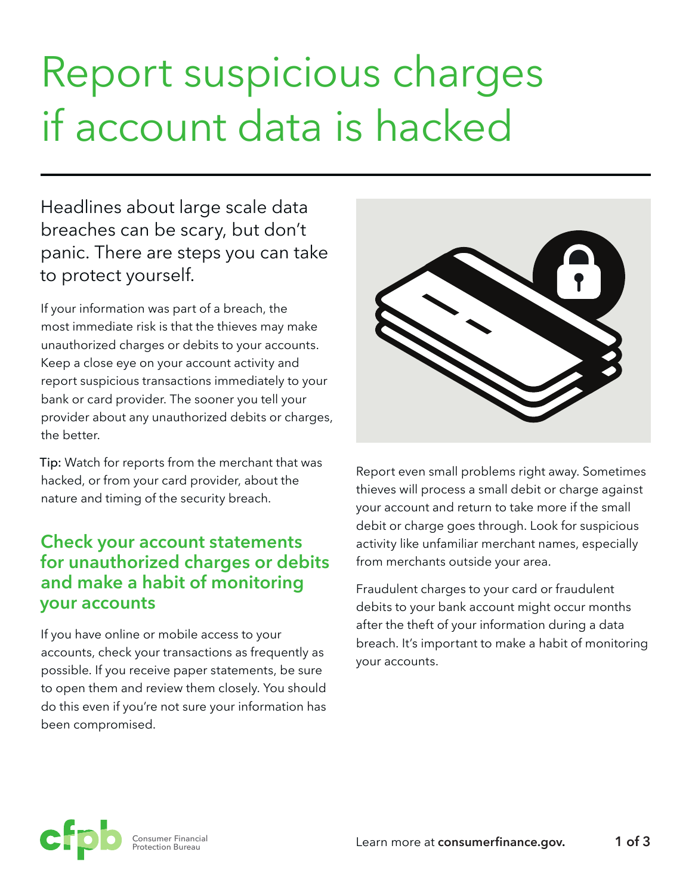# Report suspicious charges if account data is hacked

Headlines about large scale data breaches can be scary, but don't panic. There are steps you can take to protect yourself.

If your information was part of a breach, the most immediate risk is that the thieves may make unauthorized charges or debits to your accounts. Keep a close eye on your account activity and report suspicious transactions immediately to your bank or card provider. The sooner you tell your provider about any unauthorized debits or charges, the better.

Tip: Watch for reports from the merchant that was hacked, or from your card provider, about the nature and timing of the security breach.

## Check your account statements for unauthorized charges or debits and make a habit of monitoring your accounts

If you have online or mobile access to your accounts, check your transactions as frequently as possible. If you receive paper statements, be sure to open them and review them closely. You should do this even if you're not sure your information has been compromised.

Report even small problems right away. Sometimes thieves will process a small debit or charge against your account and return to take more if the small debit or charge goes through. Look for suspicious activity like unfamiliar merchant names, especially from merchants outside your area.

Fraudulent charges to your card or fraudulent debits to your bank account might occur months after the theft of your information during a data breach. It's important to make a habit of monitoring your accounts.

Learn more at **consumerfinance.gov.**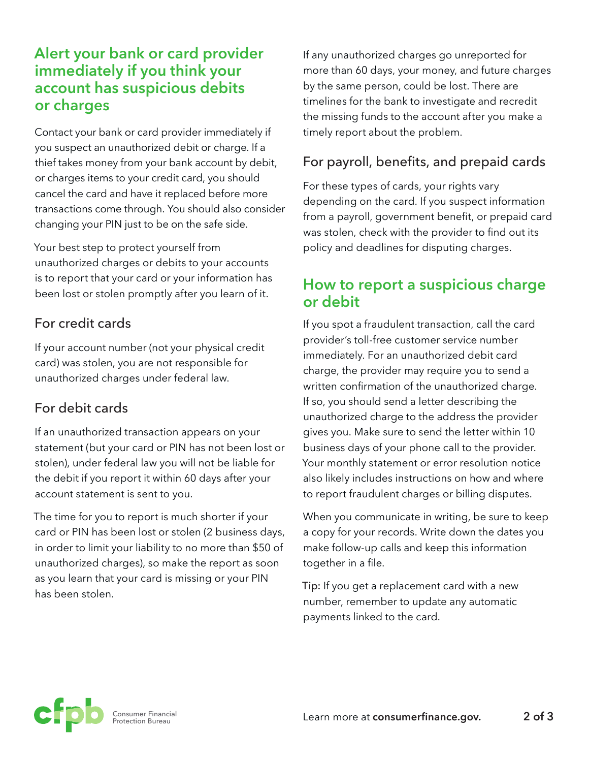## Alert your bank or card provider immediately if you think your account has suspicious debits or charges

Contact your bank or card provider immediately if you suspect an unauthorized debit or charge. If a thief takes money from your bank account by debit, or charges items to your credit card, you should cancel the card and have it replaced before more transactions come through. You should also consider changing your PIN just to be on the safe side.

Your best step to protect yourself from unauthorized charges or debits to your accounts is to report that your card or your information has been lost or stolen promptly after you learn of it.

### For credit cards

If your account number (not your physical credit card) was stolen, you are not responsible for unauthorized charges under federal law.

### For debit cards

If an unauthorized transaction appears on your statement (but your card or PIN has not been lost or stolen), under federal law you will not be liable for the debit if you report it within 60 days after your account statement is sent to you.

The time for you to report is much shorter if your card or PIN has been lost or stolen (2 business days, in order to limit your liability to no more than $50 of unauthorized charges), so make the report as soon as you learn that your card is missing or your PIN has been stolen.

If any unauthorized charges go unreported for more than 60 days, your money, and future charges by the same person, could be lost. There are timelines for the bank to investigate and recredit the missing funds to the account after you make a timely report about the problem.

### For payroll, benefits, and prepaid cards

For these types of cards, your rights vary depending on the card. If you suspect information from a payroll, government benefit, or prepaid card was stolen, check with the provider to find out its policy and deadlines for disputing charges.

## How to report a suspicious charge or debit

If you spot a fraudulent transaction, call the card provider's toll-free customer service number immediately. For an unauthorized debit card charge, the provider may require you to send a written confirmation of the unauthorized charge. If so, you should send a letter describing the unauthorized charge to the address the provider gives you. Make sure to send the letter within 10 business days of your phone call to the provider. Your monthly statement or error resolution notice also likely includes instructions on how and where to report fraudulent charges or billing disputes.

When you communicate in writing, be sure to keep a copy for your records. Write down the dates you make follow-up calls and keep this information together in a file.

Tip: If you get a replacement card with a new number, remember to update any automatic payments linked to the card.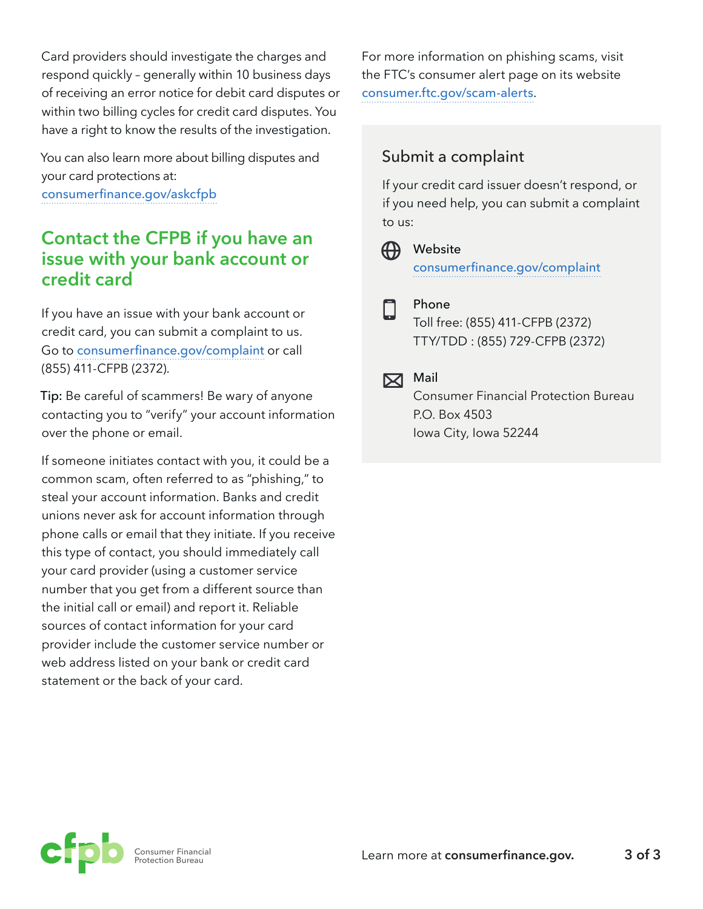Card providers should investigate the charges and respond quickly – generally within 10 business days of receiving an error notice for debit card disputes or within two billing cycles for credit card disputes. You have a right to know the results of the investigation.

You can also learn more about billing disputes and your card protections at: consumerfinance.gov/askcfpb

## Contact the CFPB if you have an issue with your bank account or credit card

If you have an issue with your bank account or credit card, you can submit a complaint to us. Go to consumerfinance.gov/complaint or call (855) 411-CFPB (2372).

**Tip:** Be careful of scammers! Be wary of anyone contacting you to "verify" your account information over the phone or email.

If someone initiates contact with you, it could be a common scam, often referred to as "phishing," to steal your account information. Banks and credit unions never ask for account information through phone calls or email that they initiate. If you receive this type of contact, you should immediately call your card provider (using a customer service number that you get from a different source than the initial call or email) and report it. Reliable sources of contact information for your card provider include the customer service number or web address listed on your bank or credit card statement or the back of your card.

For more information on phishing scams, visit the FTC's consumer alert page on its website consumer.ftc.gov/scam-alerts.

### Submit a complaint

If your credit card issuer doesn't respond, or if you need help, you can submit a complaint to us:

**Website**
consumerfinance.gov/complaint

**Phone**
Toll free: (855) 411-CFPB (2372)
TTY/TDD : (855) 729-CFPB (2372)

**Mail**
Consumer Financial Protection Bureau
P.O. Box 4503
Iowa City, Iowa 52244

Learn more at **consumerfinance.gov.**